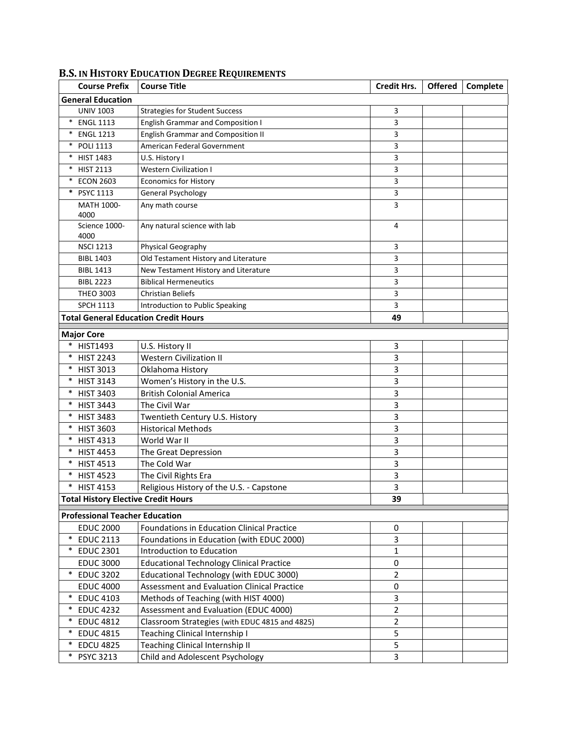## B.S. IN HISTORY EDUCATION DEGREE REQUIREMENTS

| Course Prefix | Course Title | Credit Hrs. | Offered | Complete |
|---|---|---|---|---|
| **General Education** | | | | |
| UNIV 1003 | Strategies for Student Success | 3 | | |
| * ENGL 1113 | English Grammar and Composition I | 3 | | |
| * ENGL 1213 | English Grammar and Composition II | 3 | | |
| * POLI 1113 | American Federal Government | 3 | | |
| * HIST 1483 | U.S. History I | 3 | | |
| * HIST 2113 | Western Civilization I | 3 | | |
| * ECON 2603 | Economics for History | 3 | | |
| * PSYC 1113 | General Psychology | 3 | | |
| MATH 1000-4000 | Any math course | 3 | | |
| Science 1000-4000 | Any natural science with lab | 4 | | |
| NSCI 1213 | Physical Geography | 3 | | |
| BIBL 1403 | Old Testament History and Literature | 3 | | |
| BIBL 1413 | New Testament History and Literature | 3 | | |
| BIBL 2223 | Biblical Hermeneutics | 3 | | |
| THEO 3003 | Christian Beliefs | 3 | | |
| SPCH 1113 | Introduction to Public Speaking | 3 | | |
| **Total General Education Credit Hours** | | **49** | | |
| **Major Core** | | | | |
| * HIST1493 | U.S. History II | 3 | | |
| * HIST 2243 | Western Civilization II | 3 | | |
| * HIST 3013 | Oklahoma History | 3 | | |
| * HIST 3143 | Women's History in the U.S. | 3 | | |
| * HIST 3403 | British Colonial America | 3 | | |
| * HIST 3443 | The Civil War | 3 | | |
| * HIST 3483 | Twentieth Century U.S. History | 3 | | |
| * HIST 3603 | Historical Methods | 3 | | |
| * HIST 4313 | World War II | 3 | | |
| * HIST 4453 | The Great Depression | 3 | | |
| * HIST 4513 | The Cold War | 3 | | |
| * HIST 4523 | The Civil Rights Era | 3 | | |
| * HIST 4153 | Religious History of the U.S. - Capstone | 3 | | |
| **Total History Elective Credit Hours** | | **39** | | |
| **Professional Teacher Education** | | | | |
| EDUC 2000 | Foundations in Education Clinical Practice | 0 | | |
| * EDUC 2113 | Foundations in Education (with EDUC 2000) | 3 | | |
| * EDUC 2301 | Introduction to Education | 1 | | |
| EDUC 3000 | Educational Technology Clinical Practice | 0 | | |
| * EDUC 3202 | Educational Technology (with EDUC 3000) | 2 | | |
| EDUC 4000 | Assessment and Evaluation Clinical Practice | 0 | | |
| * EDUC 4103 | Methods of Teaching (with HIST 4000) | 3 | | |
| * EDUC 4232 | Assessment and Evaluation (EDUC 4000) | 2 | | |
| * EDUC 4812 | Classroom Strategies (with EDUC 4815 and 4825) | 2 | | |
| * EDUC 4815 | Teaching Clinical Internship I | 5 | | |
| * EDCU 4825 | Teaching Clinical Internship II | 5 | | |
| * PSYC 3213 | Child and Adolescent Psychology | 3 | | |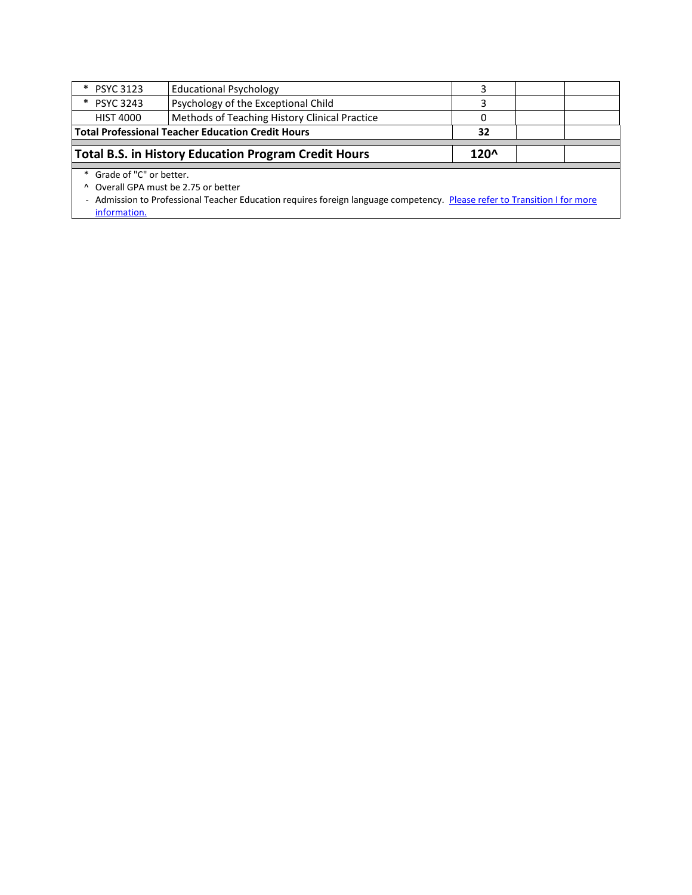| | | | | |
|---|---|---|---|---|
| * PSYC 3123 | Educational Psychology | 3 | | |
| * PSYC 3243 | Psychology of the Exceptional Child | 3 | | |
| HIST 4000 | Methods of Teaching History Clinical Practice | 0 | | |
| **Total Professional Teacher Education Credit Hours** | | **32** | | |
| **Total B.S. in History Education Program Credit Hours** | | **120^** | | |

\* Grade of "C" or better.

^ Overall GPA must be 2.75 or better

\- Admission to Professional Teacher Education requires foreign language competency. Please refer to Transition I for more information.